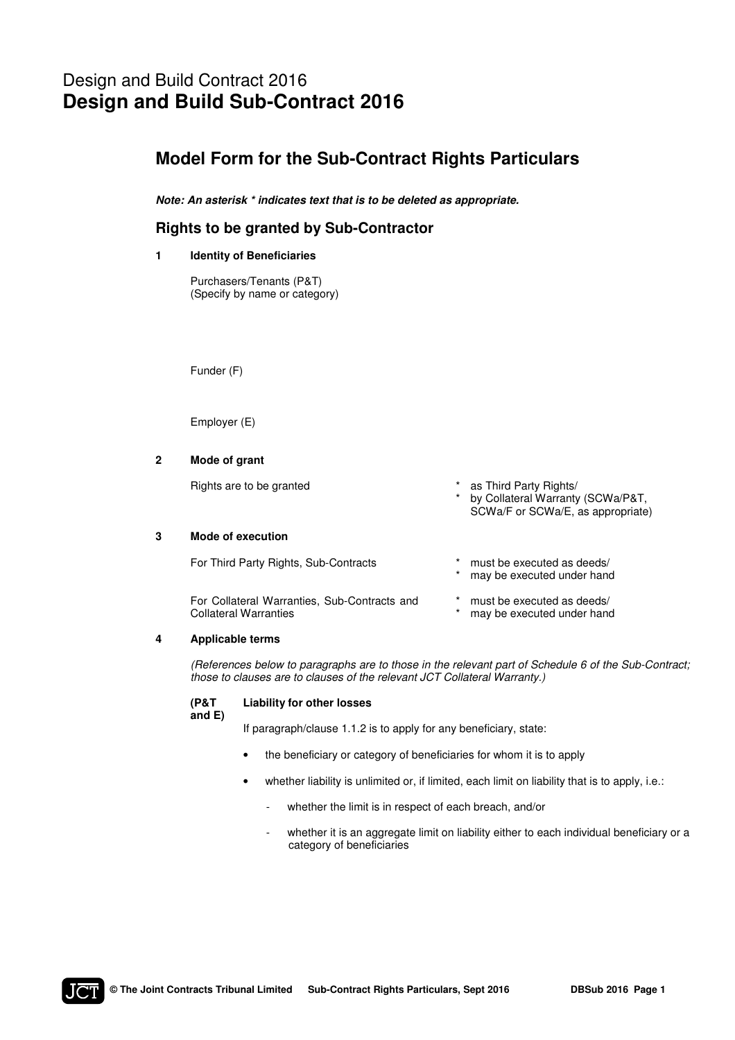# Design and Build Contract 2016
# **Design and Build Sub-Contract 2016**

## Model Form for the Sub-Contract Rights Particulars

***Note: An asterisk * indicates text that is to be deleted as appropriate.***

### Rights to be granted by Sub-Contractor

**1 Identity of Beneficiaries**

Purchasers/Tenants (P&T)
(Specify by name or category)

Funder (F)

Employer (E)

**2 Mode of grant**

Rights are to be granted

- \* as Third Party Rights/
- \* by Collateral Warranty (SCWa/P&T, SCWa/F or SCWa/E, as appropriate)

**3 Mode of execution**

For Third Party Rights, Sub-Contracts

- \* must be executed as deeds/
- \* may be executed under hand

For Collateral Warranties, Sub-Contracts and Collateral Warranties

- \* must be executed as deeds/
- \* may be executed under hand

**4 Applicable terms**

*(References below to paragraphs are to those in the relevant part of Schedule 6 of the Sub-Contract; those to clauses are to clauses of the relevant JCT Collateral Warranty.)*

**(P&T and E) Liability for other losses**

If paragraph/clause 1.1.2 is to apply for any beneficiary, state:

- the beneficiary or category of beneficiaries for whom it is to apply
- whether liability is unlimited or, if limited, each limit on liability that is to apply, i.e.:
  - whether the limit is in respect of each breach, and/or
  - whether it is an aggregate limit on liability either to each individual beneficiary or a category of beneficiaries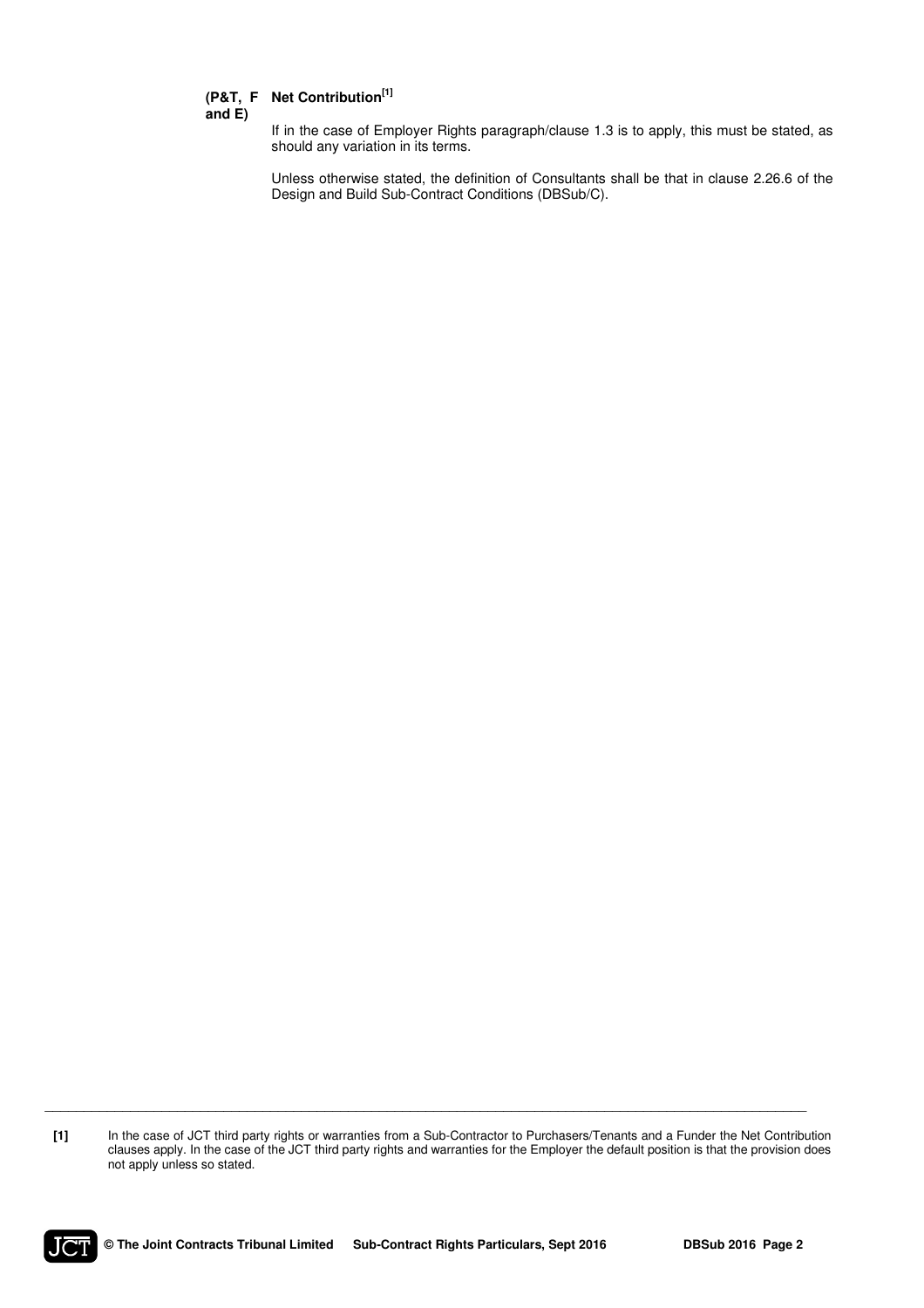**(P&T, F and E)** **Net Contribution**[1]

If in the case of Employer Rights paragraph/clause 1.3 is to apply, this must be stated, as should any variation in its terms.

Unless otherwise stated, the definition of Consultants shall be that in clause 2.26.6 of the Design and Build Sub-Contract Conditions (DBSub/C).

---

**[1]** In the case of JCT third party rights or warranties from a Sub-Contractor to Purchasers/Tenants and a Funder the Net Contribution clauses apply. In the case of the JCT third party rights and warranties for the Employer the default position is that the provision does not apply unless so stated.